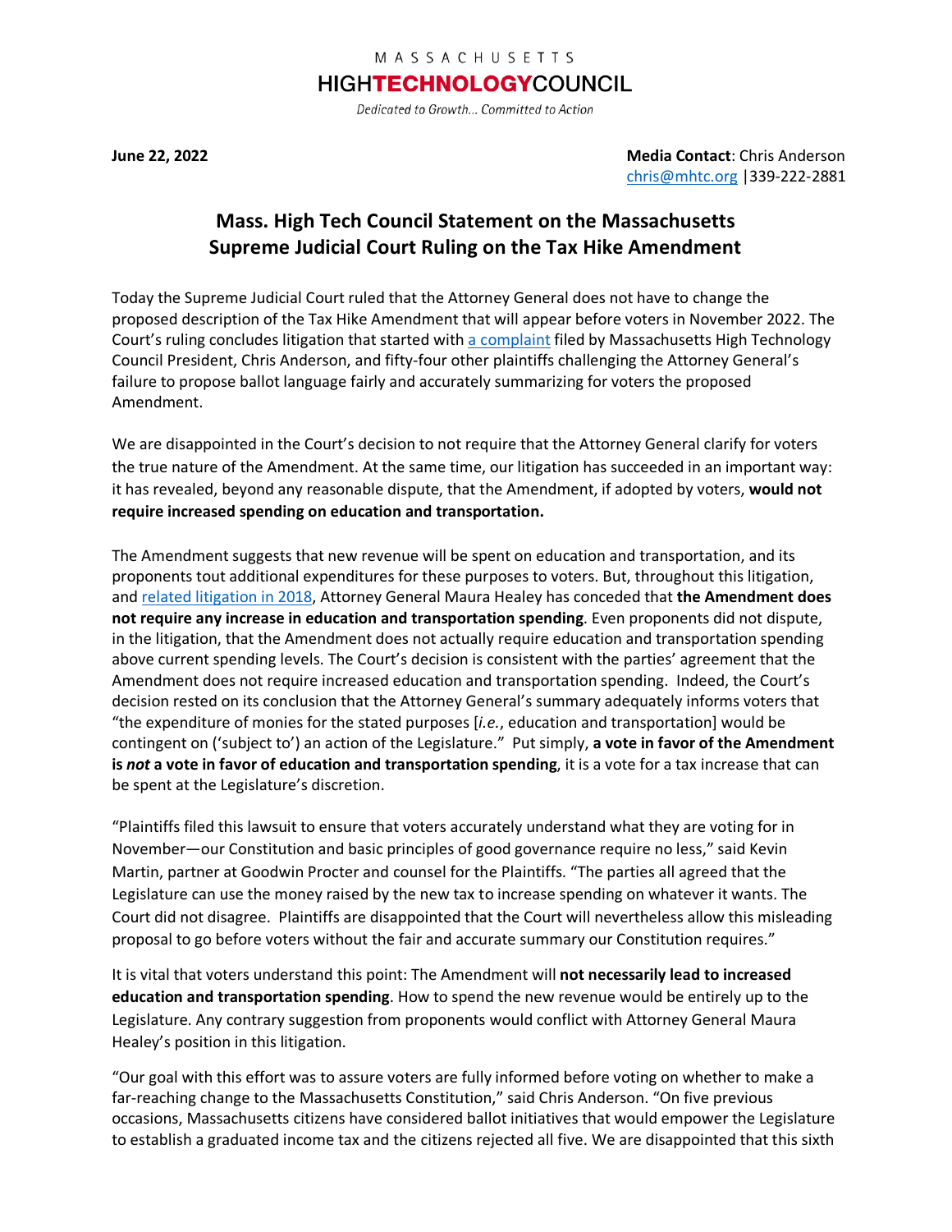MASSACHUSETTS

**HIGHTECHNOLOGYCOUNCIL**

*Dedicated to Growth... Committed to Action*

**June 22, 2022**

**Media Contact**: Chris Anderson
chris@mhtc.org |339-222-2881

# Mass. High Tech Council Statement on the Massachusetts Supreme Judicial Court Ruling on the Tax Hike Amendment

Today the Supreme Judicial Court ruled that the Attorney General does not have to change the proposed description of the Tax Hike Amendment that will appear before voters in November 2022. The Court's ruling concludes litigation that started with [a complaint] filed by Massachusetts High Technology Council President, Chris Anderson, and fifty-four other plaintiffs challenging the Attorney General's failure to propose ballot language fairly and accurately summarizing for voters the proposed Amendment.

We are disappointed in the Court's decision to not require that the Attorney General clarify for voters the true nature of the Amendment. At the same time, our litigation has succeeded in an important way: it has revealed, beyond any reasonable dispute, that the Amendment, if adopted by voters, **would not require increased spending on education and transportation.**

The Amendment suggests that new revenue will be spent on education and transportation, and its proponents tout additional expenditures for these purposes to voters. But, throughout this litigation, and [related litigation in 2018], Attorney General Maura Healey has conceded that **the Amendment does not require any increase in education and transportation spending**. Even proponents did not dispute, in the litigation, that the Amendment does not actually require education and transportation spending above current spending levels. The Court's decision is consistent with the parties' agreement that the Amendment does not require increased education and transportation spending. Indeed, the Court's decision rested on its conclusion that the Attorney General's summary adequately informs voters that "the expenditure of monies for the stated purposes [*i.e.*, education and transportation] would be contingent on ('subject to') an action of the Legislature." Put simply, **a vote in favor of the Amendment is *not* a vote in favor of education and transportation spending**, it is a vote for a tax increase that can be spent at the Legislature's discretion.

"Plaintiffs filed this lawsuit to ensure that voters accurately understand what they are voting for in November—our Constitution and basic principles of good governance require no less," said Kevin Martin, partner at Goodwin Procter and counsel for the Plaintiffs. "The parties all agreed that the Legislature can use the money raised by the new tax to increase spending on whatever it wants. The Court did not disagree. Plaintiffs are disappointed that the Court will nevertheless allow this misleading proposal to go before voters without the fair and accurate summary our Constitution requires."

It is vital that voters understand this point: The Amendment will **not necessarily lead to increased education and transportation spending**. How to spend the new revenue would be entirely up to the Legislature. Any contrary suggestion from proponents would conflict with Attorney General Maura Healey's position in this litigation.

"Our goal with this effort was to assure voters are fully informed before voting on whether to make a far-reaching change to the Massachusetts Constitution," said Chris Anderson. "On five previous occasions, Massachusetts citizens have considered ballot initiatives that would empower the Legislature to establish a graduated income tax and the citizens rejected all five. We are disappointed that this sixth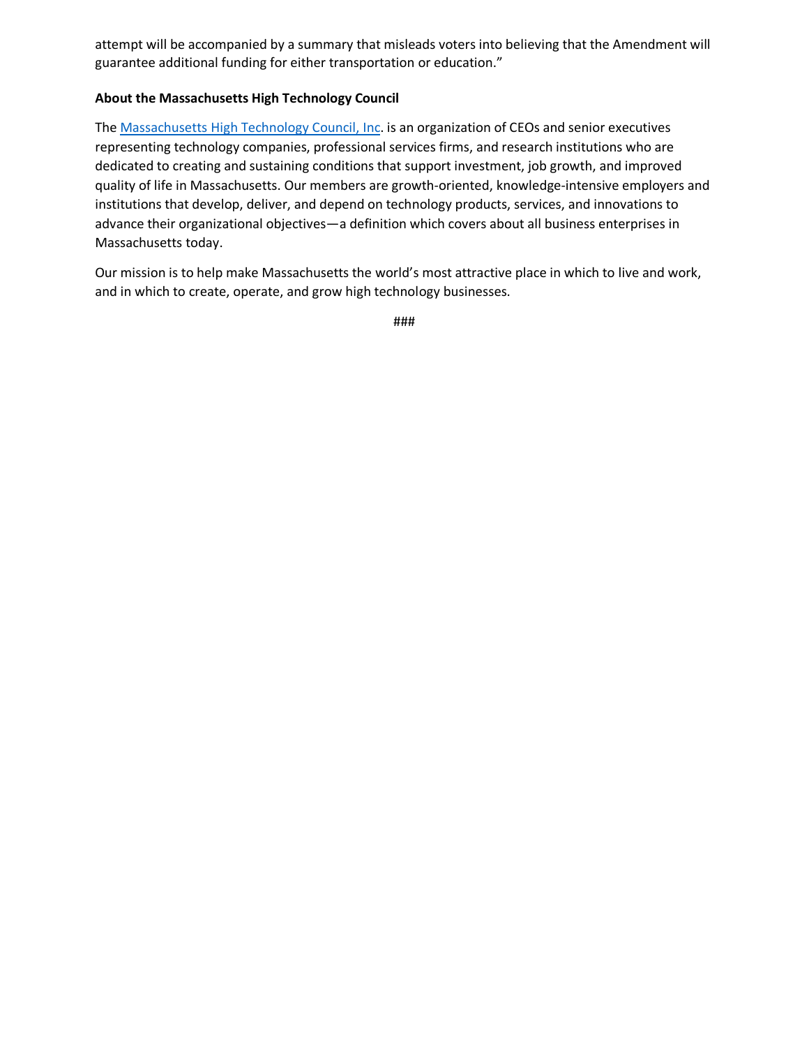attempt will be accompanied by a summary that misleads voters into believing that the Amendment will guarantee additional funding for either transportation or education."

**About the Massachusetts High Technology Council**

The [Massachusetts High Technology Council, Inc](). is an organization of CEOs and senior executives representing technology companies, professional services firms, and research institutions who are dedicated to creating and sustaining conditions that support investment, job growth, and improved quality of life in Massachusetts. Our members are growth-oriented, knowledge-intensive employers and institutions that develop, deliver, and depend on technology products, services, and innovations to advance their organizational objectives—a definition which covers about all business enterprises in Massachusetts today.

Our mission is to help make Massachusetts the world's most attractive place in which to live and work, and in which to create, operate, and grow high technology businesses.

###